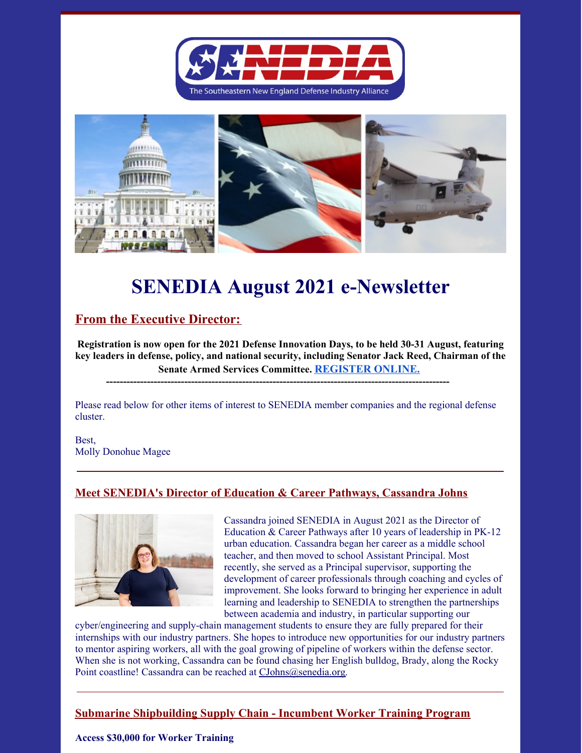The Southeastern New England Defense Industry Alliance

# SENEDIA August 2021 e-Newsletter

## From the Executive Director:

**Registration is now open for the 2021 Defense Innovation Days, to be held 30-31 August, featuring key leaders in defense, policy, and national security, including Senator Jack Reed, Chairman of the Senate Armed Services Committee. REGISTER ONLINE.**

**----------------------------------------------------------------------------------------------------**

Please read below for other items of interest to SENEDIA member companies and the regional defense cluster.

Best,
Molly Donohue Magee

---

## Meet SENEDIA's Director of Education & Career Pathways, Cassandra Johns

Cassandra joined SENEDIA in August 2021 as the Director of Education & Career Pathways after 10 years of leadership in PK-12 urban education. Cassandra began her career as a middle school teacher, and then moved to school Assistant Principal. Most recently, she served as a Principal supervisor, supporting the development of career professionals through coaching and cycles of improvement. She looks forward to bringing her experience in adult learning and leadership to SENEDIA to strengthen the partnerships between academia and industry, in particular supporting our cyber/engineering and supply-chain management students to ensure they are fully prepared for their internships with our industry partners. She hopes to introduce new opportunities for our industry partners to mentor aspiring workers, all with the goal growing of pipeline of workers within the defense sector. When she is not working, Cassandra can be found chasing her English bulldog, Brady, along the Rocky Point coastline! Cassandra can be reached at CJohns@senedia.org.

---

## Submarine Shipbuilding Supply Chain - Incumbent Worker Training Program

**Access $30,000 for Worker Training**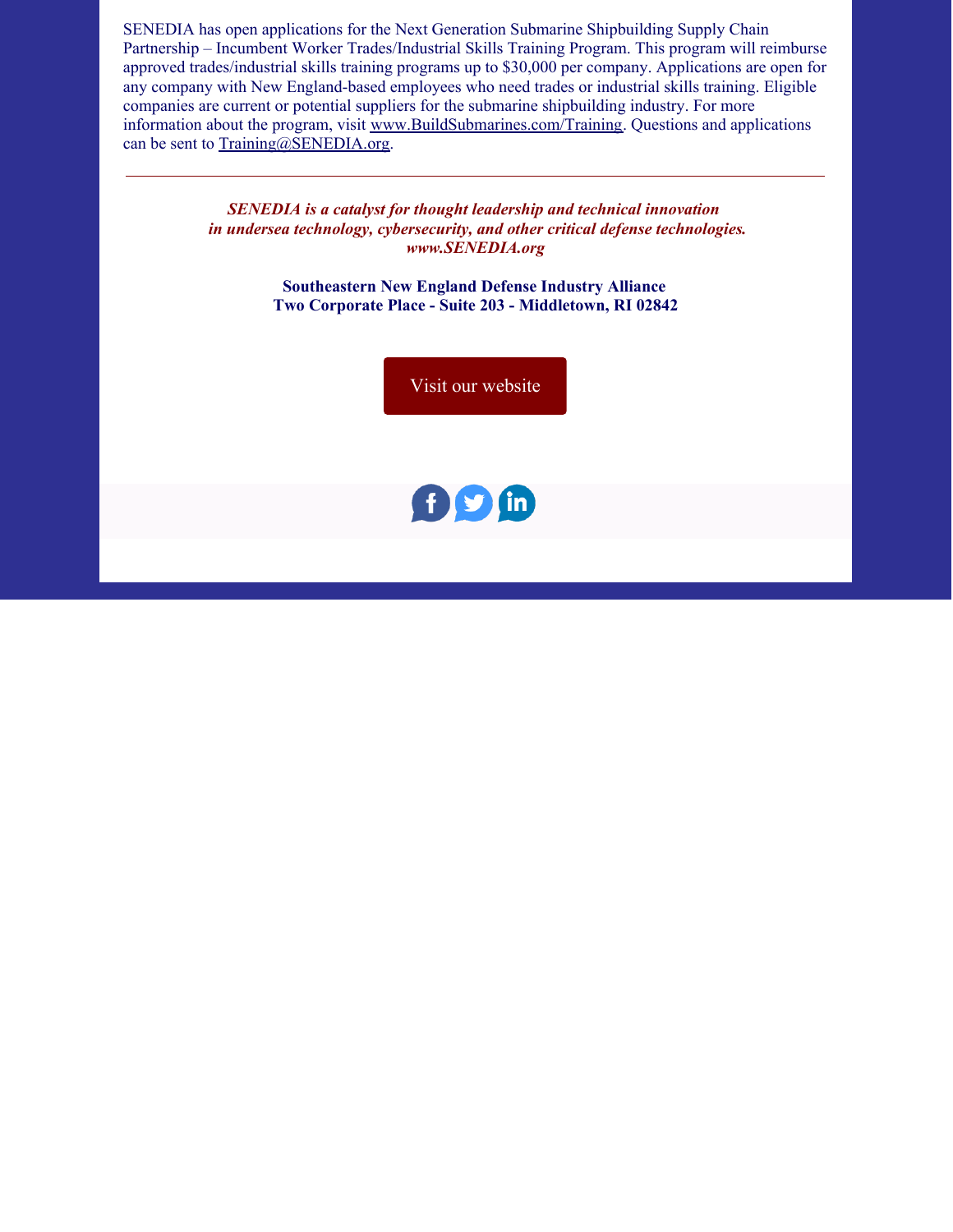SENEDIA has open applications for the Next Generation Submarine Shipbuilding Supply Chain Partnership – Incumbent Worker Trades/Industrial Skills Training Program. This program will reimburse approved trades/industrial skills training programs up to $30,000 per company. Applications are open for any company with New England-based employees who need trades or industrial skills training. Eligible companies are current or potential suppliers for the submarine shipbuilding industry. For more information about the program, visit www.BuildSubmarines.com/Training. Questions and applications can be sent to Training@SENEDIA.org.

---

***SENEDIA is a catalyst for thought leadership and technical innovation in undersea technology, cybersecurity, and other critical defense technologies.***
***www.SENEDIA.org***

**Southeastern New England Defense Industry Alliance**
**Two Corporate Place - Suite 203 - Middletown, RI 02842**

Visit our website